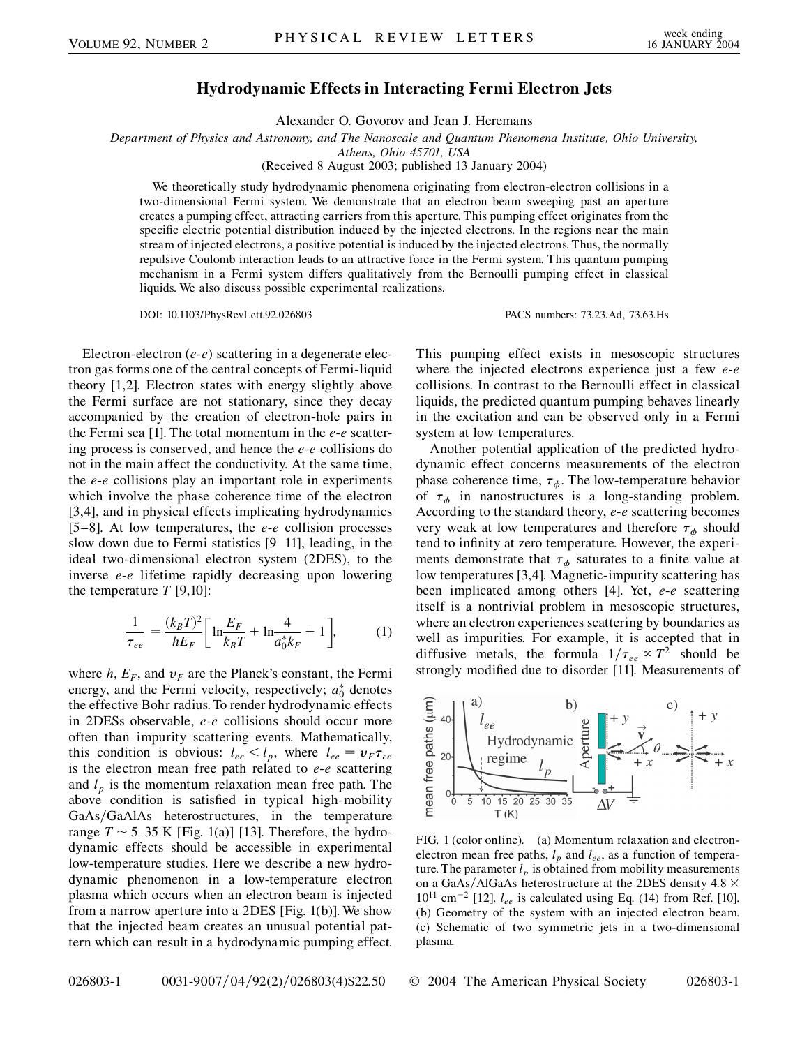# Hydrodynamic Effects in Interacting Fermi Electron Jets

Alexander O. Govorov and Jean J. Heremans

*Department of Physics and Astronomy, and The Nanoscale and Quantum Phenomena Institute, Ohio University, Athens, Ohio 45701, USA*

(Received 8 August 2003; published 13 January 2004)

We theoretically study hydrodynamic phenomena originating from electron-electron collisions in a two-dimensional Fermi system. We demonstrate that an electron beam sweeping past an aperture creates a pumping effect, attracting carriers from this aperture. This pumping effect originates from the specific electric potential distribution induced by the injected electrons. In the regions near the main stream of injected electrons, a positive potential is induced by the injected electrons. Thus, the normally repulsive Coulomb interaction leads to an attractive force in the Fermi system. This quantum pumping mechanism in a Fermi system differs qualitatively from the Bernoulli pumping effect in classical liquids. We also discuss possible experimental realizations.

DOI: 10.1103/PhysRevLett.92.026803 PACS numbers: 73.23.Ad, 73.63.Hs

Electron-electron (*e-e*) scattering in a degenerate electron gas forms one of the central concepts of Fermi-liquid theory [1,2]. Electron states with energy slightly above the Fermi surface are not stationary, since they decay accompanied by the creation of electron-hole pairs in the Fermi sea [1]. The total momentum in the *e-e* scattering process is conserved, and hence the *e-e* collisions do not in the main affect the conductivity. At the same time, the *e-e* collisions play an important role in experiments which involve the phase coherence time of the electron [3,4], and in physical effects implicating hydrodynamics [5–8]. At low temperatures, the *e-e* collision processes slow down due to Fermi statistics [9–11], leading, in the ideal two-dimensional electron system (2DES), to the inverse *e-e* lifetime rapidly decreasing upon lowering the temperature $T$ [9,10]:

$$\frac{1}{\tau_{ee}} = \frac{(k_B T)^2}{h E_F}\left[\ln\frac{E_F}{k_B T} + \ln\frac{4}{a_0^* k_F} + 1\right], \tag{1}$$

where $h$, $E_F$, and $v_F$ are the Planck's constant, the Fermi energy, and the Fermi velocity, respectively; $a_0^*$ denotes the effective Bohr radius. To render hydrodynamic effects in 2DESs observable, *e-e* collisions should occur more often than impurity scattering events. Mathematically, this condition is obvious: $l_{ee} < l_p$, where $l_{ee} = v_F \tau_{ee}$ is the electron mean free path related to *e-e* scattering and $l_p$ is the momentum relaxation mean free path. The above condition is satisfied in typical high-mobility GaAs/GaAlAs heterostructures, in the temperature range $T \sim 5$–35 K [Fig. 1(a)] [13]. Therefore, the hydrodynamic effects should be accessible in experimental low-temperature studies. Here we describe a new hydrodynamic phenomenon in a low-temperature electron plasma which occurs when an electron beam is injected from a narrow aperture into a 2DES [Fig. 1(b)]. We show that the injected beam creates an unusual potential pattern which can result in a hydrodynamic pumping effect. This pumping effect exists in mesoscopic structures where the injected electrons experience just a few *e-e* collisions. In contrast to the Bernoulli effect in classical liquids, the predicted quantum pumping behaves linearly in the excitation and can be observed only in a Fermi system at low temperatures.

Another potential application of the predicted hydrodynamic effect concerns measurements of the electron phase coherence time, $\tau_\phi$. The low-temperature behavior of $\tau_\phi$ in nanostructures is a long-standing problem. According to the standard theory, *e-e* scattering becomes very weak at low temperatures and therefore $\tau_\phi$ should tend to infinity at zero temperature. However, the experiments demonstrate that $\tau_\phi$ saturates to a finite value at low temperatures [3,4]. Magnetic-impurity scattering has been implicated among others [4]. Yet, *e-e* scattering itself is a nontrivial problem in mesoscopic structures, where an electron experiences scattering by boundaries as well as impurities. For example, it is accepted that in diffusive metals, the formula $1/\tau_{ee} \propto T^2$ should be strongly modified due to disorder [11]. Measurements of

FIG. 1 (color online). (a) Momentum relaxation and electron-electron mean free paths, $l_p$ and $l_{ee}$, as a function of temperature. The parameter $l_p$ is obtained from mobility measurements on a GaAs/AlGaAs heterostructure at the 2DES density $4.8 \times 10^{11}$ cm$^{-2}$ [12]. $l_{ee}$ is calculated using Eq. (14) from Ref. [10]. (b) Geometry of the system with an injected electron beam. (c) Schematic of two symmetric jets in a two-dimensional plasma.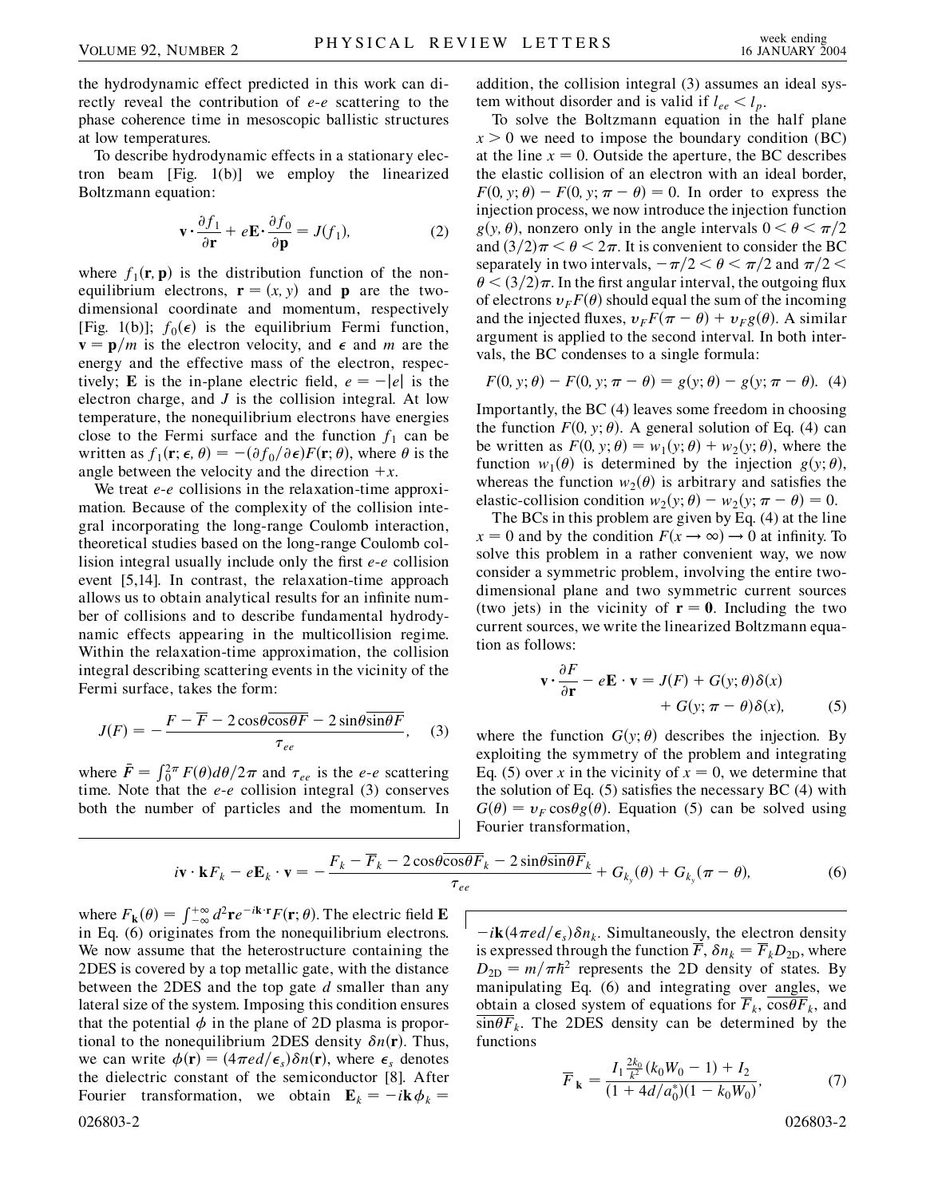the hydrodynamic effect predicted in this work can directly reveal the contribution of $e$-$e$ scattering to the phase coherence time in mesoscopic ballistic structures at low temperatures.

To describe hydrodynamic effects in a stationary electron beam [Fig. 1(b)] we employ the linearized Boltzmann equation:

$$\mathbf{v}\cdot\frac{\partial f_1}{\partial \mathbf{r}} + e\mathbf{E}\cdot\frac{\partial f_0}{\partial \mathbf{p}} = J(f_1), \tag{2}$$

where $f_1(\mathbf{r},\mathbf{p})$ is the distribution function of the nonequilibrium electrons, $\mathbf{r} = (x, y)$ and $\mathbf{p}$ are the two-dimensional coordinate and momentum, respectively [Fig. 1(b)]; $f_0(\epsilon)$ is the equilibrium Fermi function, $\mathbf{v} = \mathbf{p}/m$ is the electron velocity, and $\epsilon$ and $m$ are the energy and the effective mass of the electron, respectively; $\mathbf{E}$ is the in-plane electric field, $e = -|e|$ is the electron charge, and $J$ is the collision integral. At low temperature, the nonequilibrium electrons have energies close to the Fermi surface and the function $f_1$ can be written as $f_1(\mathbf{r};\epsilon,\theta) = -(\partial f_0/\partial\epsilon)F(\mathbf{r};\theta)$, where $\theta$ is the angle between the velocity and the direction $+x$.

We treat $e$-$e$ collisions in the relaxation-time approximation. Because of the complexity of the collision integral incorporating the long-range Coulomb interaction, theoretical studies based on the long-range Coulomb collision integral usually include only the first $e$-$e$ collision event [5,14]. In contrast, the relaxation-time approach allows us to obtain analytical results for an infinite number of collisions and to describe fundamental hydrodynamic effects appearing in the multicollision regime. Within the relaxation-time approximation, the collision integral describing scattering events in the vicinity of the Fermi surface, takes the form:

$$J(F) = -\frac{F - \overline{F} - 2\cos\theta\overline{\cos\theta F} - 2\sin\theta\overline{\sin\theta F}}{\tau_{ee}}, \tag{3}$$

where $\bar{F} = \int_0^{2\pi} F(\theta)d\theta/2\pi$ and $\tau_{ee}$ is the $e$-$e$ scattering time. Note that the $e$-$e$ collision integral (3) conserves both the number of particles and the momentum. In addition, the collision integral (3) assumes an ideal system without disorder and is valid if $l_{ee} < l_p$.

To solve the Boltzmann equation in the half plane $x > 0$ we need to impose the boundary condition (BC) at the line $x = 0$. Outside the aperture, the BC describes the elastic collision of an electron with an ideal border, $F(0, y;\theta) - F(0, y;\pi - \theta) = 0$. In order to express the injection process, we now introduce the injection function $g(y,\theta)$, nonzero only in the angle intervals $0 < \theta < \pi/2$ and $(3/2)\pi < \theta < 2\pi$. It is convenient to consider the BC separately in two intervals, $-\pi/2 < \theta < \pi/2$ and $\pi/2 < \theta < (3/2)\pi$. In the first angular interval, the outgoing flux of electrons $v_F F(\theta)$ should equal the sum of the incoming and the injected fluxes, $v_F F(\pi - \theta) + v_F g(\theta)$. A similar argument is applied to the second interval. In both intervals, the BC condenses to a single formula:

$$F(0, y;\theta) - F(0, y;\pi - \theta) = g(y;\theta) - g(y;\pi - \theta). \tag{4}$$

Importantly, the BC (4) leaves some freedom in choosing the function $F(0, y;\theta)$. A general solution of Eq. (4) can be written as $F(0, y;\theta) = w_1(y;\theta) + w_2(y;\theta)$, where the function $w_1(\theta)$ is determined by the injection $g(y;\theta)$, whereas the function $w_2(\theta)$ is arbitrary and satisfies the elastic-collision condition $w_2(y;\theta) - w_2(y;\pi - \theta) = 0$.

The BCs in this problem are given by Eq. (4) at the line $x = 0$ and by the condition $F(x \to \infty) \to 0$ at infinity. To solve this problem in a rather convenient way, we now consider a symmetric problem, involving the entire two-dimensional plane and two symmetric current sources (two jets) in the vicinity of $\mathbf{r} = \mathbf{0}$. Including the two current sources, we write the linearized Boltzmann equation as follows:

$$\mathbf{v}\cdot\frac{\partial F}{\partial \mathbf{r}} - e\mathbf{E}\cdot\mathbf{v} = J(F) + G(y;\theta)\delta(x) + G(y;\pi - \theta)\delta(x), \tag{5}$$

where the function $G(y;\theta)$ describes the injection. By exploiting the symmetry of the problem and integrating Eq. (5) over $x$ in the vicinity of $x = 0$, we determine that the solution of Eq. (5) satisfies the necessary BC (4) with $G(\theta) = v_F\cos\theta g(\theta)$. Equation (5) can be solved using Fourier transformation,

$$i\mathbf{v}\cdot\mathbf{k}F_k - e\mathbf{E}_k\cdot\mathbf{v} = -\frac{F_k - \overline{F}_k - 2\cos\theta\overline{\cos\theta F}_k - 2\sin\theta\overline{\sin\theta F}_k}{\tau_{ee}} + G_{k_y}(\theta) + G_{k_y}(\pi - \theta), \tag{6}$$

where $F_{\mathbf{k}}(\theta) = \int_{-\infty}^{+\infty} d^2\mathbf{r}e^{-i\mathbf{k}\cdot\mathbf{r}}F(\mathbf{r};\theta)$. The electric field $\mathbf{E}$ in Eq. (6) originates from the nonequilibrium electrons. We now assume that the heterostructure containing the 2DES is covered by a top metallic gate, with the distance between the 2DES and the top gate $d$ smaller than any lateral size of the system. Imposing this condition ensures that the potential $\phi$ in the plane of 2D plasma is proportional to the nonequilibrium 2DES density $\delta n(\mathbf{r})$. Thus, we can write $\phi(\mathbf{r}) = (4\pi ed/\epsilon_s)\delta n(\mathbf{r})$, where $\epsilon_s$ denotes the dielectric constant of the semiconductor [8]. After Fourier transformation, we obtain $\mathbf{E}_k = -i\mathbf{k}\phi_k = -i\mathbf{k}(4\pi ed/\epsilon_s)\delta n_k$. Simultaneously, the electron density is expressed through the function $\overline{F}$, $\delta n_k = \overline{F}_k D_{2D}$, where $D_{2D} = m/\pi\hbar^2$ represents the 2D density of states. By manipulating Eq. (6) and integrating over angles, we obtain a closed system of equations for $\overline{F}_k$, $\overline{\cos\theta F}_k$, and $\overline{\sin\theta F}_k$. The 2DES density can be determined by the functions

$$\overline{F}_{\mathbf{k}} = \frac{I_1\frac{2k_0}{k^2}(k_0W_0 - 1) + I_2}{(1 + 4d/a_0^*)(1 - k_0W_0)}, \tag{7}$$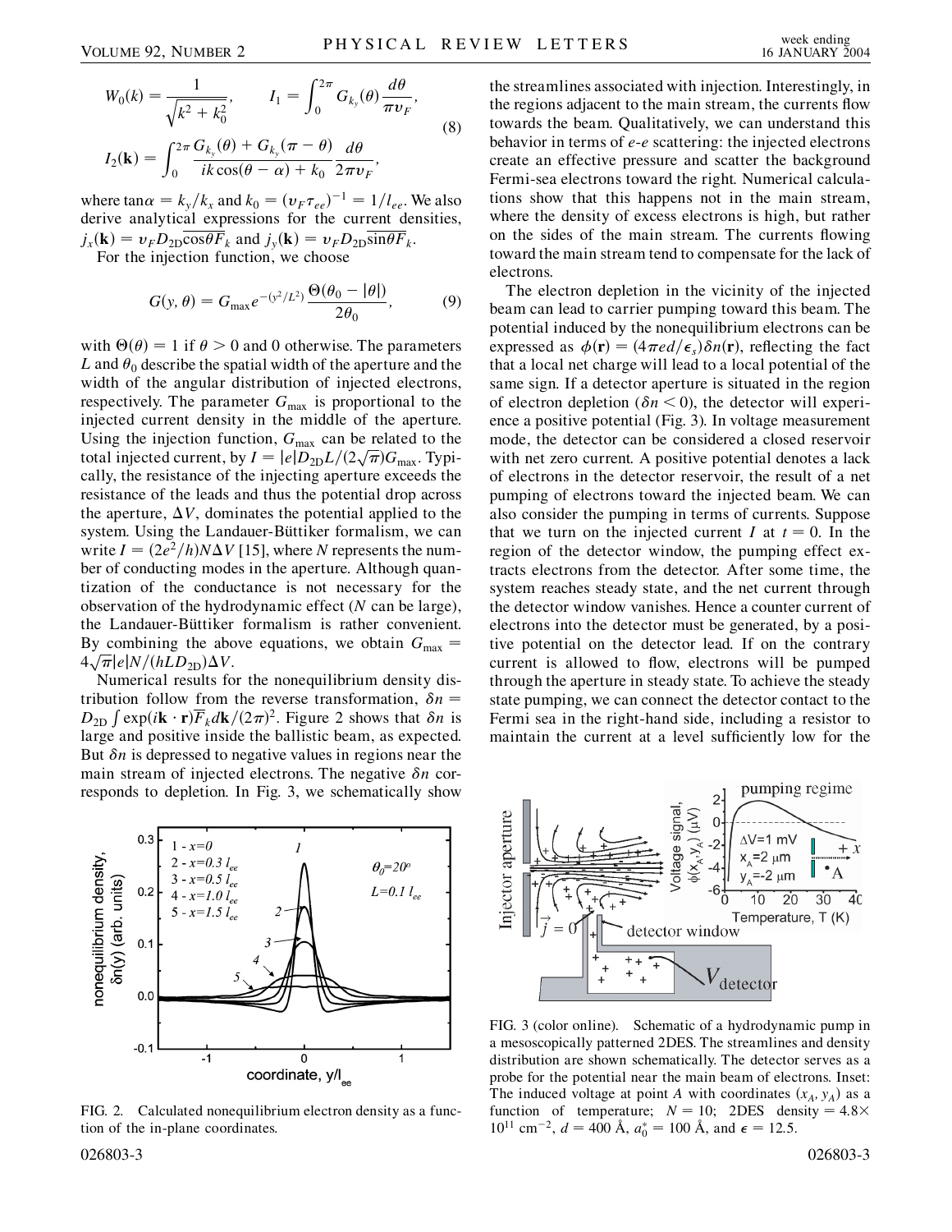$$W_0(k) = \frac{1}{\sqrt{k^2 + k_0^2}}, \qquad I_1 = \int_0^{2\pi} G_{k_y}(\theta) \frac{d\theta}{\pi v_F},$$

$$I_2(\mathbf{k}) = \int_0^{2\pi} \frac{G_{k_y}(\theta) + G_{k_y}(\pi - \theta)}{ik\cos(\theta - \alpha) + k_0} \frac{d\theta}{2\pi v_F}, \tag{8}$$

where $\tan\alpha = k_y/k_x$ and $k_0 = (v_F \tau_{ee})^{-1} = 1/l_{ee}$. We also derive analytical expressions for the current densities, $j_x(\mathbf{k}) = v_F D_{2D} \overline{\cos\theta F}_k$ and $j_y(\mathbf{k}) = v_F D_{2D} \overline{\sin\theta F}_k$.

For the injection function, we choose

$$G(y, \theta) = G_{\max} e^{-(y^2/L^2)} \frac{\Theta(\theta_0 - |\theta|)}{2\theta_0}, \tag{9}$$

with $\Theta(\theta) = 1$ if $\theta > 0$ and 0 otherwise. The parameters $L$ and $\theta_0$ describe the spatial width of the aperture and the width of the angular distribution of injected electrons, respectively. The parameter $G_{\max}$ is proportional to the injected current density in the middle of the aperture. Using the injection function, $G_{\max}$ can be related to the total injected current, by $I = |e| D_{2D} L/(2\sqrt{\pi}) G_{\max}$. Typically, the resistance of the injecting aperture exceeds the resistance of the leads and thus the potential drop across the aperture, $\Delta V$, dominates the potential applied to the system. Using the Landauer-Büttiker formalism, we can write $I = (2e^2/h) N \Delta V$ [15], where $N$ represents the number of conducting modes in the aperture. Although quantization of the conductance is not necessary for the observation of the hydrodynamic effect ($N$ can be large), the Landauer-Büttiker formalism is rather convenient. By combining the above equations, we obtain $G_{\max} = 4\sqrt{\pi}|e|N/(hLD_{2D})\Delta V$.

Numerical results for the nonequilibrium density distribution follow from the reverse transformation, $\delta n = D_{2D} \int \exp(i\mathbf{k}\cdot\mathbf{r}) \overline{F}_k d\mathbf{k}/(2\pi)^2$. Figure 2 shows that $\delta n$ is large and positive inside the ballistic beam, as expected. But $\delta n$ is depressed to negative values in regions near the main stream of injected electrons. The negative $\delta n$ corresponds to depletion. In Fig. 3, we schematically show the streamlines associated with injection. Interestingly, in the regions adjacent to the main stream, the currents flow towards the beam. Qualitatively, we can understand this behavior in terms of *e-e* scattering: the injected electrons create an effective pressure and scatter the background Fermi-sea electrons toward the right. Numerical calculations show that this happens not in the main stream, where the density of excess electrons is high, but rather on the sides of the main stream. The currents flowing toward the main stream tend to compensate for the lack of electrons.

The electron depletion in the vicinity of the injected beam can lead to carrier pumping toward this beam. The potential induced by the nonequilibrium electrons can be expressed as $\phi(\mathbf{r}) = (4\pi ed/\epsilon_s)\delta n(\mathbf{r})$, reflecting the fact that a local net charge will lead to a local potential of the same sign. If a detector aperture is situated in the region of electron depletion ($\delta n < 0$), the detector will experience a positive potential (Fig. 3). In voltage measurement mode, the detector can be considered a closed reservoir with net zero current. A positive potential denotes a lack of electrons in the detector reservoir, the result of a net pumping of electrons toward the injected beam. We can also consider the pumping in terms of currents. Suppose that we turn on the injected current $I$ at $t = 0$. In the region of the detector window, the pumping effect extracts electrons from the detector. After some time, the system reaches steady state, and the net current through the detector window vanishes. Hence a counter current of electrons into the detector must be generated, by a positive potential on the detector lead. If on the contrary current is allowed to flow, electrons will be pumped through the aperture in steady state. To achieve the steady state pumping, we can connect the detector contact to the Fermi sea in the right-hand side, including a resistor to maintain the current at a level sufficiently low for the

FIG. 2. Calculated nonequilibrium electron density as a function of the in-plane coordinates.

FIG. 3 (color online). Schematic of a hydrodynamic pump in a mesoscopically patterned 2DES. The streamlines and density distribution are shown schematically. The detector serves as a probe for the potential near the main beam of electrons. Inset: The induced voltage at point A with coordinates $(x_A, y_A)$ as a function of temperature; $N = 10$; 2DES density $= 4.8 \times 10^{11}$ cm$^{-2}$, $d = 400$ Å, $a_0^* = 100$ Å, and $\epsilon = 12.5$.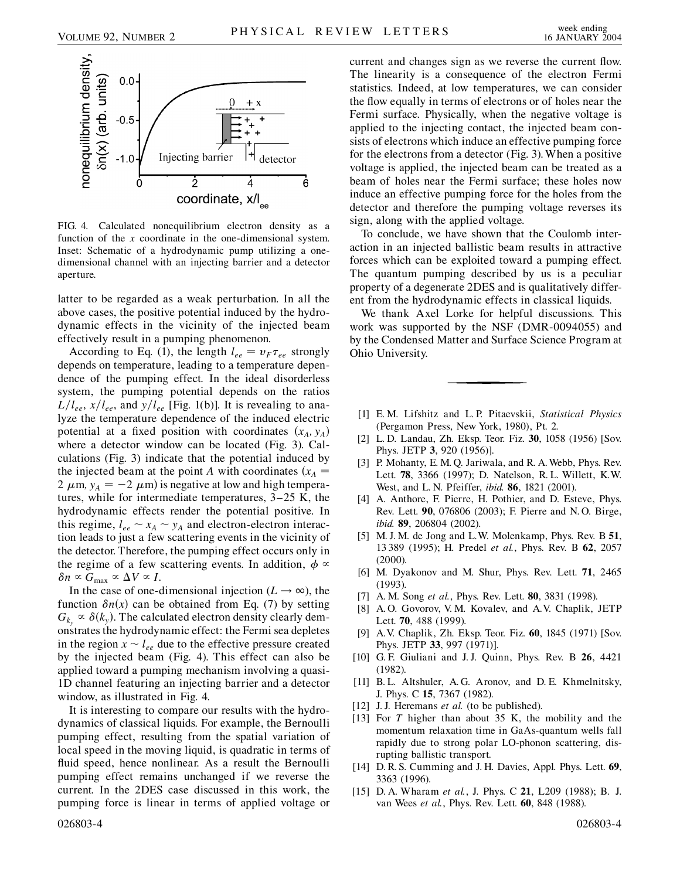nonequilibrium density, δn(x) (arb. units)

0.0

-0.5

-1.0

0 + x

Injecting barrier

detector

0 2 4 6

coordinate, $x/l_{ee}$

FIG. 4. Calculated nonequilibrium electron density as a function of the $x$ coordinate in the one-dimensional system. Inset: Schematic of a hydrodynamic pump utilizing a one-dimensional channel with an injecting barrier and a detector aperture.

latter to be regarded as a weak perturbation. In all the above cases, the positive potential induced by the hydrodynamic effects in the vicinity of the injected beam effectively result in a pumping phenomenon.

According to Eq. (1), the length $l_{ee} = v_F \tau_{ee}$ strongly depends on temperature, leading to a temperature dependence of the pumping effect. In the ideal disorderless system, the pumping potential depends on the ratios $L/l_{ee}$, $x/l_{ee}$, and $y/l_{ee}$ [Fig. 1(b)]. It is revealing to analyze the temperature dependence of the induced electric potential at a fixed position with coordinates $(x_A, y_A)$ where a detector window can be located (Fig. 3). Calculations (Fig. 3) indicate that the potential induced by the injected beam at the point $A$ with coordinates ($x_A = 2\ \mu$m, $y_A = -2\ \mu$m) is negative at low and high temperatures, while for intermediate temperatures, 3–25 K, the hydrodynamic effects render the potential positive. In this regime, $l_{ee} \sim x_A \sim y_A$ and electron-electron interaction leads to just a few scattering events in the vicinity of the detector. Therefore, the pumping effect occurs only in the regime of a few scattering events. In addition, $\phi \propto \delta n \propto G_{\max} \propto \Delta V \propto I$.

In the case of one-dimensional injection ($L \to \infty$), the function $\delta n(x)$ can be obtained from Eq. (7) by setting $G_{k_y} \propto \delta(k_y)$. The calculated electron density clearly demonstrates the hydrodynamic effect: the Fermi sea depletes in the region $x \sim l_{ee}$ due to the effective pressure created by the injected beam (Fig. 4). This effect can also be applied toward a pumping mechanism involving a quasi-1D channel featuring an injecting barrier and a detector window, as illustrated in Fig. 4.

It is interesting to compare our results with the hydrodynamics of classical liquids. For example, the Bernoulli pumping effect, resulting from the spatial variation of local speed in the moving liquid, is quadratic in terms of fluid speed, hence nonlinear. As a result the Bernoulli pumping effect remains unchanged if we reverse the current. In the 2DES case discussed in this work, the pumping force is linear in terms of applied voltage or current and changes sign as we reverse the current flow. The linearity is a consequence of the electron Fermi statistics. Indeed, at low temperatures, we can consider the flow equally in terms of electrons or of holes near the Fermi surface. Physically, when the negative voltage is applied to the injecting contact, the injected beam consists of electrons which induce an effective pumping force for the electrons from a detector (Fig. 3). When a positive voltage is applied, the injected beam can be treated as a beam of holes near the Fermi surface; these holes now induce an effective pumping force for the holes from the detector and therefore the pumping voltage reverses its sign, along with the applied voltage.

To conclude, we have shown that the Coulomb interaction in an injected ballistic beam results in attractive forces which can be exploited toward a pumping effect. The quantum pumping described by us is a peculiar property of a degenerate 2DES and is qualitatively different from the hydrodynamic effects in classical liquids.

We thank Axel Lorke for helpful discussions. This work was supported by the NSF (DMR-0094055) and by the Condensed Matter and Surface Science Program at Ohio University.

---

[1] E. M. Lifshitz and L. P. Pitaevskii, *Statistical Physics* (Pergamon Press, New York, 1980), Pt. 2.

[2] L. D. Landau, Zh. Eksp. Teor. Fiz. **30**, 1058 (1956) [Sov. Phys. JETP **3**, 920 (1956)].

[3] P. Mohanty, E. M. Q. Jariwala, and R. A. Webb, Phys. Rev. Lett. **78**, 3366 (1997); D. Natelson, R. L. Willett, K. W. West, and L. N. Pfeiffer, *ibid.* **86**, 1821 (2001).

[4] A. Anthore, F. Pierre, H. Pothier, and D. Esteve, Phys. Rev. Lett. **90**, 076806 (2003); F. Pierre and N. O. Birge, *ibid.* **89**, 206804 (2002).

[5] M. J. M. de Jong and L. W. Molenkamp, Phys. Rev. B **51**, 13 389 (1995); H. Predel *et al.*, Phys. Rev. B **62**, 2057 (2000).

[6] M. Dyakonov and M. Shur, Phys. Rev. Lett. **71**, 2465 (1993).

[7] A. M. Song *et al.*, Phys. Rev. Lett. **80**, 3831 (1998).

[8] A. O. Govorov, V. M. Kovalev, and A. V. Chaplik, JETP Lett. **70**, 488 (1999).

[9] A. V. Chaplik, Zh. Eksp. Teor. Fiz. **60**, 1845 (1971) [Sov. Phys. JETP **33**, 997 (1971)].

[10] G. F. Giuliani and J. J. Quinn, Phys. Rev. B **26**, 4421 (1982).

[11] B. L. Altshuler, A. G. Aronov, and D. E. Khmelnitsky, J. Phys. C **15**, 7367 (1982).

[12] J. J. Heremans *et al.* (to be published).

[13] For $T$ higher than about 35 K, the mobility and the momentum relaxation time in GaAs-quantum wells fall rapidly due to strong polar LO-phonon scattering, disrupting ballistic transport.

[14] D. R. S. Cumming and J. H. Davies, Appl. Phys. Lett. **69**, 3363 (1996).

[15] D. A. Wharam *et al.*, J. Phys. C **21**, L209 (1988); B. J. van Wees *et al.*, Phys. Rev. Lett. **60**, 848 (1988).